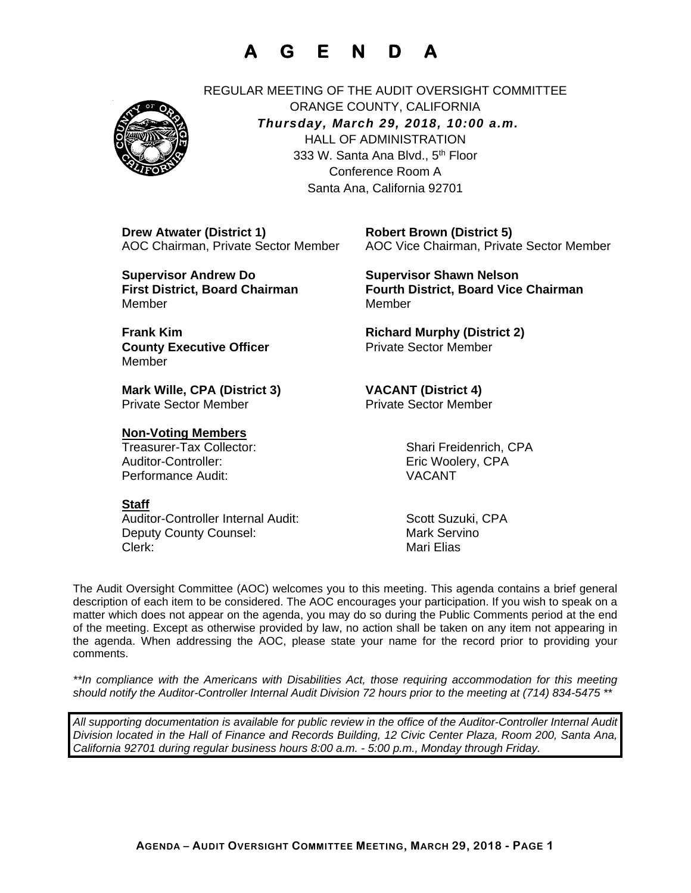# A G E N D A

REGULAR MEETING OF THE AUDIT OVERSIGHT COMMITTEE
ORANGE COUNTY, CALIFORNIA
***Thursday, March 29, 2018, 10:00 a.m.***
HALL OF ADMINISTRATION
333 W. Santa Ana Blvd., 5th Floor
Conference Room A
Santa Ana, California 92701

**Drew Atwater (District 1)**
AOC Chairman, Private Sector Member

**Robert Brown (District 5)**
AOC Vice Chairman, Private Sector Member

**Supervisor Andrew Do**
**First District, Board Chairman**
Member

**Supervisor Shawn Nelson**
**Fourth District, Board Vice Chairman**
Member

**Frank Kim**
**County Executive Officer**
Member

**Richard Murphy (District 2)**
Private Sector Member

**Mark Wille, CPA (District 3)**
Private Sector Member

**VACANT (District 4)**
Private Sector Member

**Non-Voting Members**

| | |
|---|---|
| Treasurer-Tax Collector: | Shari Freidenrich, CPA |
| Auditor-Controller: | Eric Woolery, CPA |
| Performance Audit: | VACANT |

**Staff**

| | |
|---|---|
| Auditor-Controller Internal Audit: | Scott Suzuki, CPA |
| Deputy County Counsel: | Mark Servino |
| Clerk: | Mari Elias |

The Audit Oversight Committee (AOC) welcomes you to this meeting. This agenda contains a brief general description of each item to be considered. The AOC encourages your participation. If you wish to speak on a matter which does not appear on the agenda, you may do so during the Public Comments period at the end of the meeting. Except as otherwise provided by law, no action shall be taken on any item not appearing in the agenda. When addressing the AOC, please state your name for the record prior to providing your comments.

*\*\*In compliance with the Americans with Disabilities Act, those requiring accommodation for this meeting should notify the Auditor-Controller Internal Audit Division 72 hours prior to the meeting at (714) 834-5475 \*\**

*All supporting documentation is available for public review in the office of the Auditor-Controller Internal Audit Division located in the Hall of Finance and Records Building, 12 Civic Center Plaza, Room 200, Santa Ana, California 92701 during regular business hours 8:00 a.m. - 5:00 p.m., Monday through Friday.*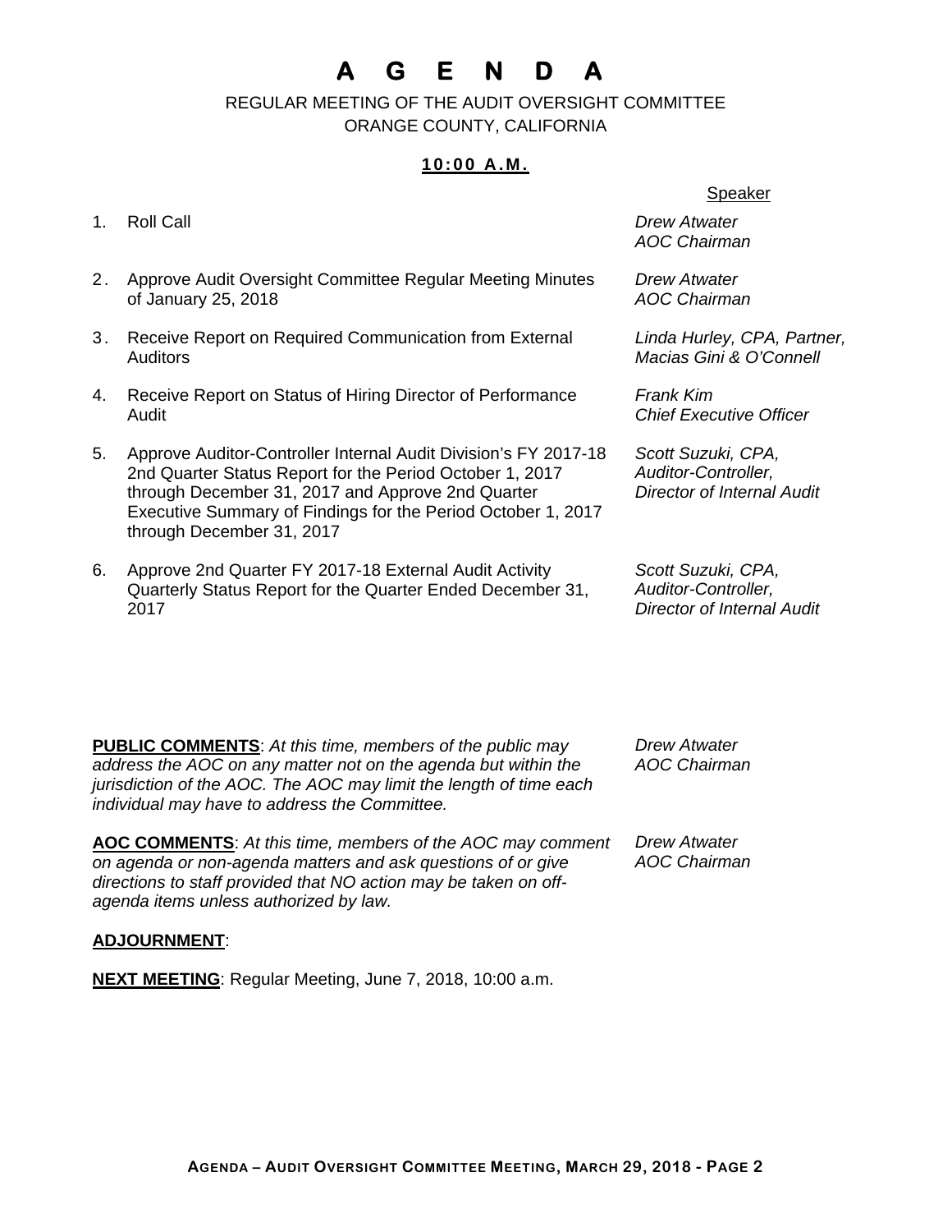# A G E N D A

REGULAR MEETING OF THE AUDIT OVERSIGHT COMMITTEE
ORANGE COUNTY, CALIFORNIA

**10:00 A.M.**

| | Item | Speaker |
|---|---|---|
| 1. | Roll Call | *Drew Atwater*<br>*AOC Chairman* |
| 2. | Approve Audit Oversight Committee Regular Meeting Minutes of January 25, 2018 | *Drew Atwater*<br>*AOC Chairman* |
| 3. | Receive Report on Required Communication from External Auditors | *Linda Hurley, CPA, Partner,*<br>*Macias Gini & O'Connell* |
| 4. | Receive Report on Status of Hiring Director of Performance Audit | *Frank Kim*<br>*Chief Executive Officer* |
| 5. | Approve Auditor-Controller Internal Audit Division's FY 2017-18 2nd Quarter Status Report for the Period October 1, 2017 through December 31, 2017 and Approve 2nd Quarter Executive Summary of Findings for the Period October 1, 2017 through December 31, 2017 | *Scott Suzuki, CPA,*<br>*Auditor-Controller,*<br>*Director of Internal Audit* |
| 6. | Approve 2nd Quarter FY 2017-18 External Audit Activity Quarterly Status Report for the Quarter Ended December 31, 2017 | *Scott Suzuki, CPA,*<br>*Auditor-Controller,*<br>*Director of Internal Audit* |

**PUBLIC COMMENTS**: *At this time, members of the public may address the AOC on any matter not on the agenda but within the jurisdiction of the AOC. The AOC may limit the length of time each individual may have to address the Committee.* — *Drew Atwater, AOC Chairman*

**AOC COMMENTS**: *At this time, members of the AOC may comment on agenda or non-agenda matters and ask questions of or give directions to staff provided that NO action may be taken on off-agenda items unless authorized by law.* — *Drew Atwater, AOC Chairman*

**ADJOURNMENT**:

**NEXT MEETING**: Regular Meeting, June 7, 2018, 10:00 a.m.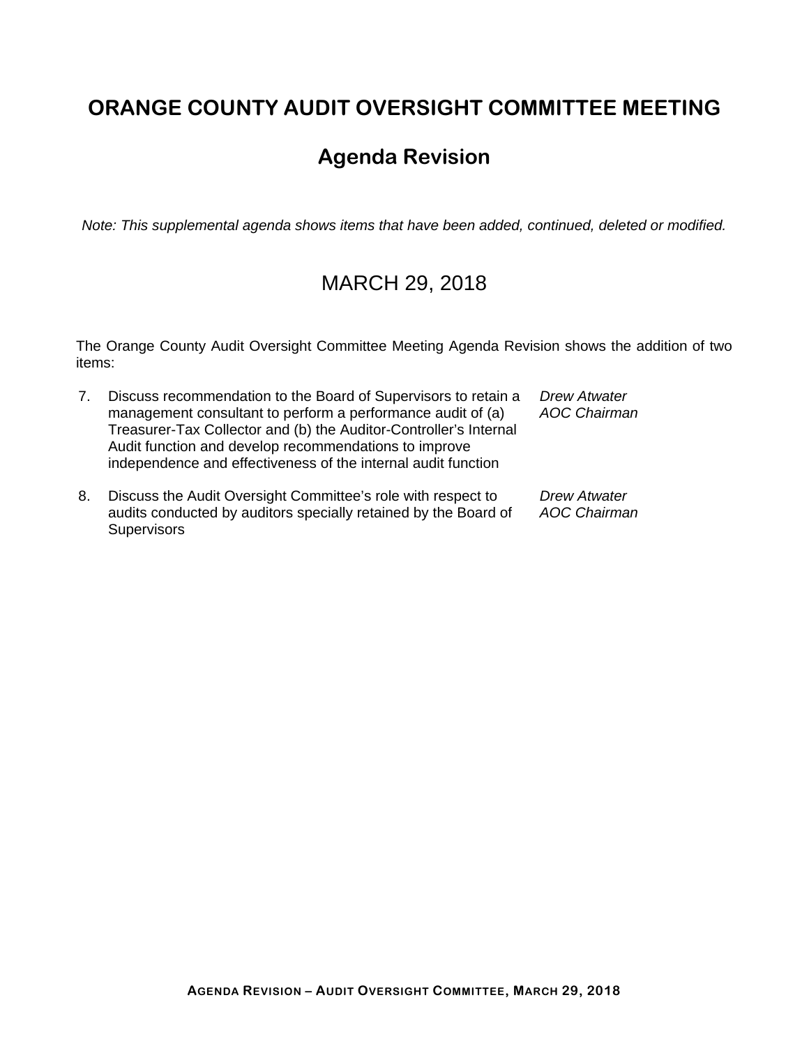# ORANGE COUNTY AUDIT OVERSIGHT COMMITTEE MEETING

## Agenda Revision

*Note: This supplemental agenda shows items that have been added, continued, deleted or modified.*

MARCH 29, 2018

The Orange County Audit Oversight Committee Meeting Agenda Revision shows the addition of two items:

| | | |
|---|---|---|
| 7. | Discuss recommendation to the Board of Supervisors to retain a management consultant to perform a performance audit of (a) Treasurer-Tax Collector and (b) the Auditor-Controller's Internal Audit function and develop recommendations to improve independence and effectiveness of the internal audit function | *Drew Atwater*<br>*AOC Chairman* |
| 8. | Discuss the Audit Oversight Committee's role with respect to audits conducted by auditors specially retained by the Board of Supervisors | *Drew Atwater*<br>*AOC Chairman* |